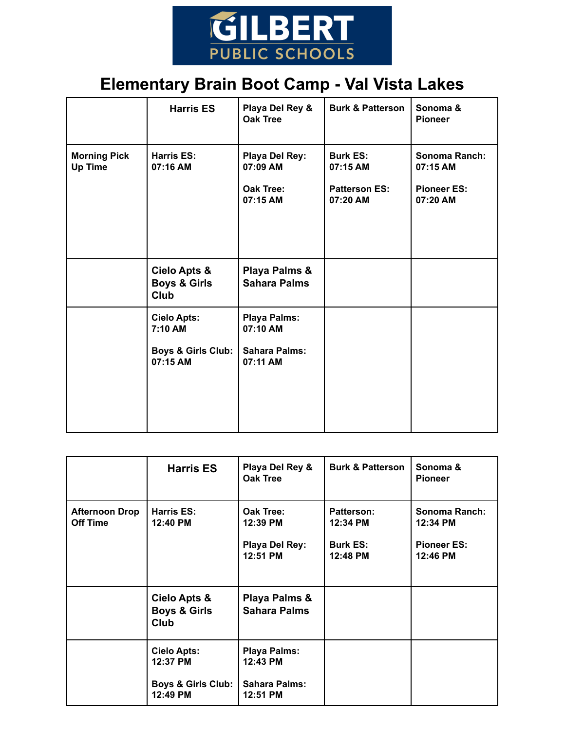GILBERT PUBLIC SCHOOLS

# Elementary Brain Boot Camp - Val Vista Lakes

| | Harris ES | Playa Del Rey & Oak Tree | Burk & Patterson | Sonoma & Pioneer |
|---|---|---|---|---|
| **Morning Pick Up Time** | **Harris ES: 07:16 AM** | **Playa Del Rey: 07:09 AM**<br><br>**Oak Tree: 07:15 AM** | **Burk ES: 07:15 AM**<br><br>**Patterson ES: 07:20 AM** | **Sonoma Ranch: 07:15 AM**<br><br>**Pioneer ES: 07:20 AM** |
| | **Cielo Apts & Boys & Girls Club** | **Playa Palms & Sahara Palms** | | |
| | **Cielo Apts: 7:10 AM**<br><br>**Boys & Girls Club: 07:15 AM** | **Playa Palms: 07:10 AM**<br><br>**Sahara Palms: 07:11 AM** | | |

| | Harris ES | Playa Del Rey & Oak Tree | Burk & Patterson | Sonoma & Pioneer |
|---|---|---|---|---|
| **Afternoon Drop Off Time** | **Harris ES: 12:40 PM** | **Oak Tree: 12:39 PM**<br><br>**Playa Del Rey: 12:51 PM** | **Patterson: 12:34 PM**<br><br>**Burk ES: 12:48 PM** | **Sonoma Ranch: 12:34 PM**<br><br>**Pioneer ES: 12:46 PM** |
| | **Cielo Apts & Boys & Girls Club** | **Playa Palms & Sahara Palms** | | |
| | **Cielo Apts: 12:37 PM**<br><br>**Boys & Girls Club: 12:49 PM** | **Playa Palms: 12:43 PM**<br><br>**Sahara Palms: 12:51 PM** | | |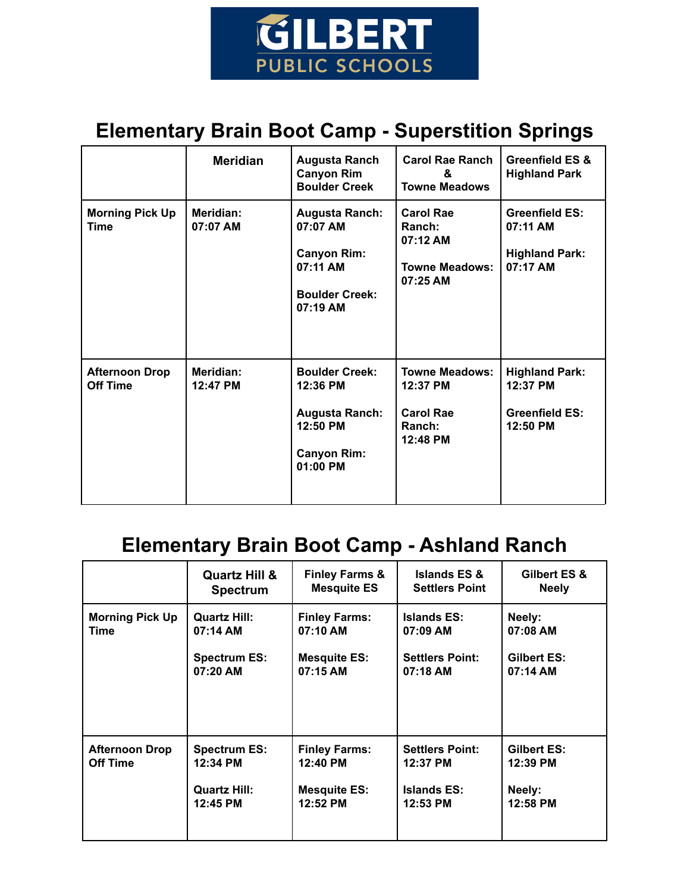# GILBERT PUBLIC SCHOOLS

## Elementary Brain Boot Camp - Superstition Springs

| | Meridian | Augusta Ranch Canyon Rim Boulder Creek | Carol Rae Ranch & Towne Meadows | Greenfield ES & Highland Park |
|---|---|---|---|---|
| **Morning Pick Up Time** | **Meridian: 07:07 AM** | **Augusta Ranch: 07:07 AM**<br><br>**Canyon Rim: 07:11 AM**<br><br>**Boulder Creek: 07:19 AM** | **Carol Rae Ranch: 07:12 AM**<br><br>**Towne Meadows: 07:25 AM** | **Greenfield ES: 07:11 AM**<br><br>**Highland Park: 07:17 AM** |
| **Afternoon Drop Off Time** | **Meridian: 12:47 PM** | **Boulder Creek: 12:36 PM**<br><br>**Augusta Ranch: 12:50 PM**<br><br>**Canyon Rim: 01:00 PM** | **Towne Meadows: 12:37 PM**<br><br>**Carol Rae Ranch: 12:48 PM** | **Highland Park: 12:37 PM**<br><br>**Greenfield ES: 12:50 PM** |

## Elementary Brain Boot Camp - Ashland Ranch

| | Quartz Hill & Spectrum | Finley Farms & Mesquite ES | Islands ES & Settlers Point | Gilbert ES & Neely |
|---|---|---|---|---|
| **Morning Pick Up Time** | **Quartz Hill: 07:14 AM**<br><br>**Spectrum ES: 07:20 AM** | **Finley Farms: 07:10 AM**<br><br>**Mesquite ES: 07:15 AM** | **Islands ES: 07:09 AM**<br><br>**Settlers Point: 07:18 AM** | **Neely: 07:08 AM**<br><br>**Gilbert ES: 07:14 AM** |
| **Afternoon Drop Off Time** | **Spectrum ES: 12:34 PM**<br><br>**Quartz Hill: 12:45 PM** | **Finley Farms: 12:40 PM**<br><br>**Mesquite ES: 12:52 PM** | **Settlers Point: 12:37 PM**<br><br>**Islands ES: 12:53 PM** | **Gilbert ES: 12:39 PM**<br><br>**Neely: 12:58 PM** |